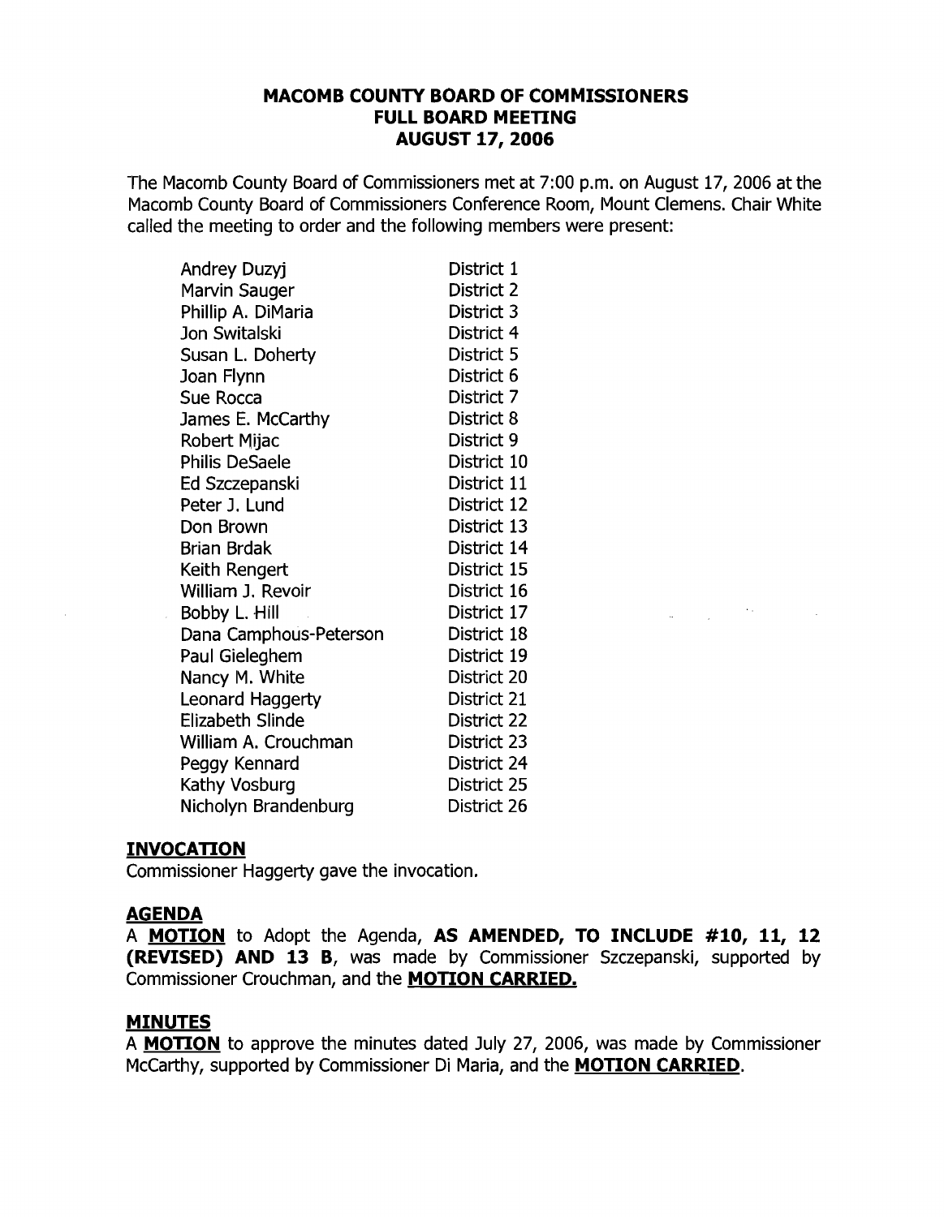**MACOMB COUNTY BOARD OF COMMISSIONERS**
**FULL BOARD MEETING**
**AUGUST 17, 2006**

The Macomb County Board of Commissioners met at 7:00 p.m. on August 17, 2006 at the Macomb County Board of Commissioners Conference Room, Mount Clemens. Chair White called the meeting to order and the following members were present:

| | |
|---|---|
| Andrey Duzyj | District 1 |
| Marvin Sauger | District 2 |
| Phillip A. DiMaria | District 3 |
| Jon Switalski | District 4 |
| Susan L. Doherty | District 5 |
| Joan Flynn | District 6 |
| Sue Rocca | District 7 |
| James E. McCarthy | District 8 |
| Robert Mijac | District 9 |
| Philis DeSaele | District 10 |
| Ed Szczepanski | District 11 |
| Peter J. Lund | District 12 |
| Don Brown | District 13 |
| Brian Brdak | District 14 |
| Keith Rengert | District 15 |
| William J. Revoir | District 16 |
| Bobby L. Hill | District 17 |
| Dana Camphous-Peterson | District 18 |
| Paul Gieleghem | District 19 |
| Nancy M. White | District 20 |
| Leonard Haggerty | District 21 |
| Elizabeth Slinde | District 22 |
| William A. Crouchman | District 23 |
| Peggy Kennard | District 24 |
| Kathy Vosburg | District 25 |
| Nicholyn Brandenburg | District 26 |

## INVOCATION

Commissioner Haggerty gave the invocation.

## AGENDA

A **MOTION** to Adopt the Agenda, **AS AMENDED, TO INCLUDE #10, 11, 12 (REVISED) AND 13 B**, was made by Commissioner Szczepanski, supported by Commissioner Crouchman, and the **MOTION CARRIED.**

## MINUTES

A **MOTION** to approve the minutes dated July 27, 2006, was made by Commissioner McCarthy, supported by Commissioner Di Maria, and the **MOTION CARRIED**.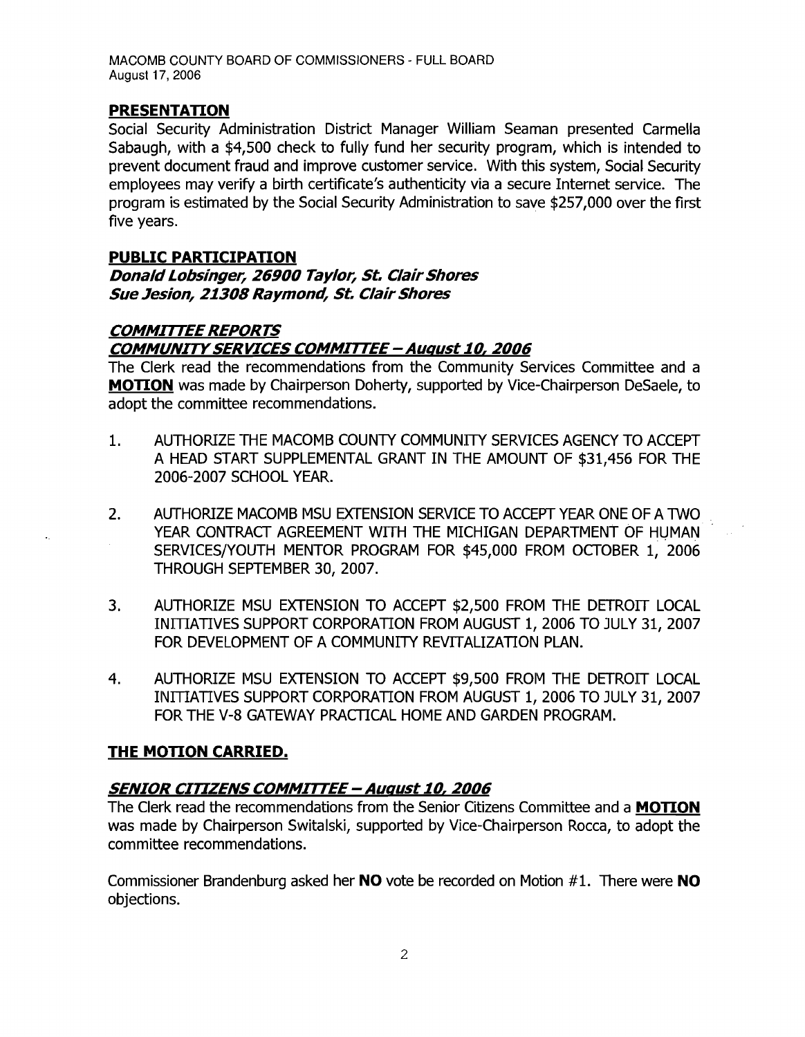## PRESENTATION

Social Security Administration District Manager William Seaman presented Carmella Sabaugh, with a $4,500 check to fully fund her security program, which is intended to prevent document fraud and improve customer service. With this system, Social Security employees may verify a birth certificate's authenticity via a secure Internet service. The program is estimated by the Social Security Administration to save $257,000 over the first five years.

## PUBLIC PARTICIPATION

***Donald Lobsinger, 26900 Taylor, St. Clair Shores***
***Sue Jesion, 21308 Raymond, St. Clair Shores***

## *COMMITTEE REPORTS*

### *COMMUNITY SERVICES COMMITTEE – August 10, 2006*

The Clerk read the recommendations from the Community Services Committee and a **MOTION** was made by Chairperson Doherty, supported by Vice-Chairperson DeSaele, to adopt the committee recommendations.

1. AUTHORIZE THE MACOMB COUNTY COMMUNITY SERVICES AGENCY TO ACCEPT A HEAD START SUPPLEMENTAL GRANT IN THE AMOUNT OF $31,456 FOR THE 2006-2007 SCHOOL YEAR.

2. AUTHORIZE MACOMB MSU EXTENSION SERVICE TO ACCEPT YEAR ONE OF A TWO YEAR CONTRACT AGREEMENT WITH THE MICHIGAN DEPARTMENT OF HUMAN SERVICES/YOUTH MENTOR PROGRAM FOR $45,000 FROM OCTOBER 1, 2006 THROUGH SEPTEMBER 30, 2007.

3. AUTHORIZE MSU EXTENSION TO ACCEPT $2,500 FROM THE DETROIT LOCAL INITIATIVES SUPPORT CORPORATION FROM AUGUST 1, 2006 TO JULY 31, 2007 FOR DEVELOPMENT OF A COMMUNITY REVITALIZATION PLAN.

4. AUTHORIZE MSU EXTENSION TO ACCEPT $9,500 FROM THE DETROIT LOCAL INITIATIVES SUPPORT CORPORATION FROM AUGUST 1, 2006 TO JULY 31, 2007 FOR THE V-8 GATEWAY PRACTICAL HOME AND GARDEN PROGRAM.

**THE MOTION CARRIED.**

### *SENIOR CITIZENS COMMITTEE – August 10, 2006*

The Clerk read the recommendations from the Senior Citizens Committee and a **MOTION** was made by Chairperson Switalski, supported by Vice-Chairperson Rocca, to adopt the committee recommendations.

Commissioner Brandenburg asked her **NO** vote be recorded on Motion #1. There were **NO** objections.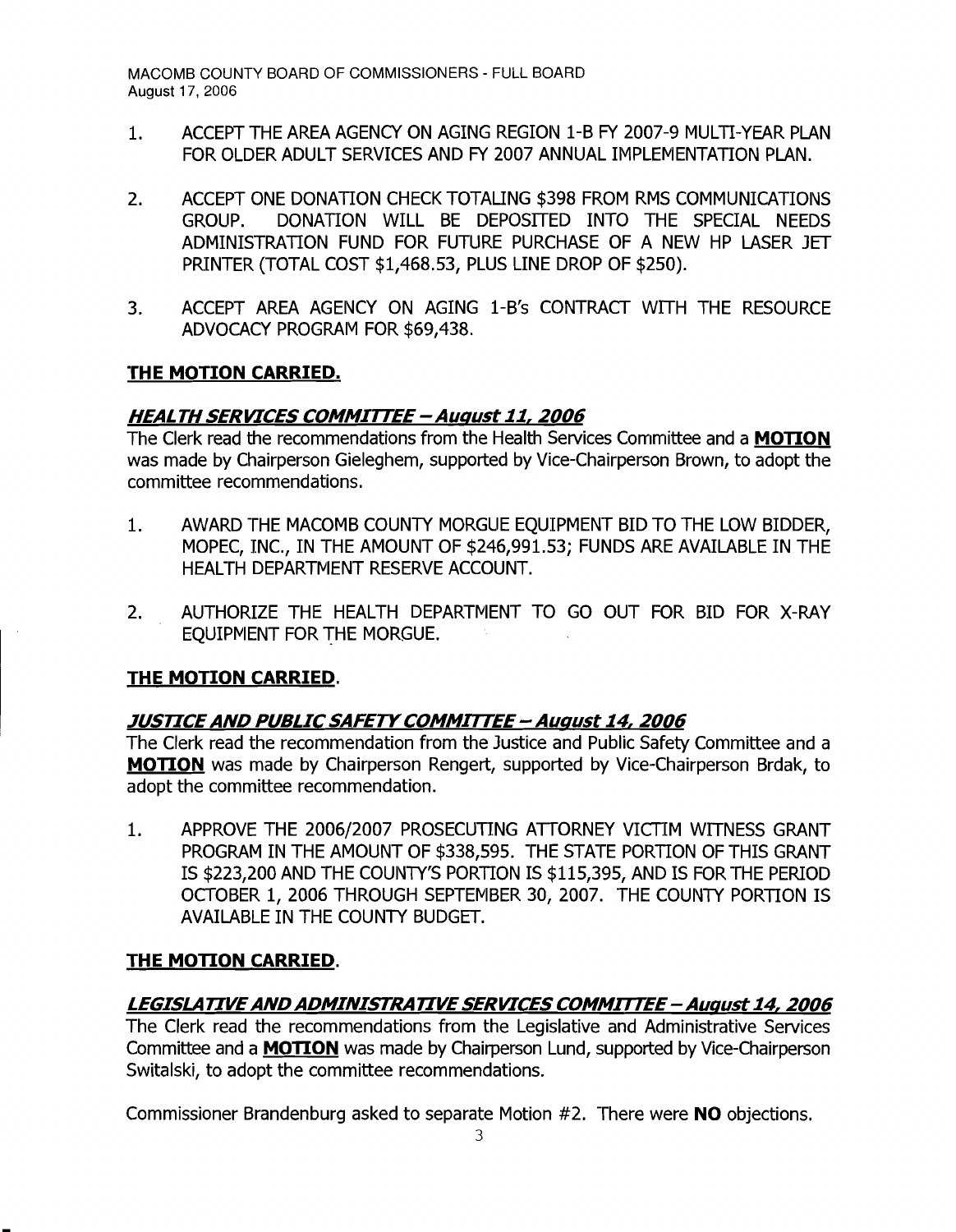1. ACCEPT THE AREA AGENCY ON AGING REGION 1-B FY 2007-9 MULTI-YEAR PLAN FOR OLDER ADULT SERVICES AND FY 2007 ANNUAL IMPLEMENTATION PLAN.

2. ACCEPT ONE DONATION CHECK TOTALING $398 FROM RMS COMMUNICATIONS GROUP. DONATION WILL BE DEPOSITED INTO THE SPECIAL NEEDS ADMINISTRATION FUND FOR FUTURE PURCHASE OF A NEW HP LASER JET PRINTER (TOTAL COST $1,468.53, PLUS LINE DROP OF $250).

3. ACCEPT AREA AGENCY ON AGING 1-B's CONTRACT WITH THE RESOURCE ADVOCACY PROGRAM FOR $69,438.

**THE MOTION CARRIED.**

***HEALTH SERVICES COMMITTEE – August 11, 2006***

The Clerk read the recommendations from the Health Services Committee and a **MOTION** was made by Chairperson Gieleghem, supported by Vice-Chairperson Brown, to adopt the committee recommendations.

1. AWARD THE MACOMB COUNTY MORGUE EQUIPMENT BID TO THE LOW BIDDER, MOPEC, INC., IN THE AMOUNT OF $246,991.53; FUNDS ARE AVAILABLE IN THE HEALTH DEPARTMENT RESERVE ACCOUNT.

2. AUTHORIZE THE HEALTH DEPARTMENT TO GO OUT FOR BID FOR X-RAY EQUIPMENT FOR THE MORGUE.

**THE MOTION CARRIED.**

***JUSTICE AND PUBLIC SAFETY COMMITTEE – August 14, 2006***

The Clerk read the recommendation from the Justice and Public Safety Committee and a **MOTION** was made by Chairperson Rengert, supported by Vice-Chairperson Brdak, to adopt the committee recommendation.

1. APPROVE THE 2006/2007 PROSECUTING ATTORNEY VICTIM WITNESS GRANT PROGRAM IN THE AMOUNT OF $338,595. THE STATE PORTION OF THIS GRANT IS $223,200 AND THE COUNTY'S PORTION IS $115,395, AND IS FOR THE PERIOD OCTOBER 1, 2006 THROUGH SEPTEMBER 30, 2007. THE COUNTY PORTION IS AVAILABLE IN THE COUNTY BUDGET.

**THE MOTION CARRIED.**

***LEGISLATIVE AND ADMINISTRATIVE SERVICES COMMITTEE – August 14, 2006***

The Clerk read the recommendations from the Legislative and Administrative Services Committee and a **MOTION** was made by Chairperson Lund, supported by Vice-Chairperson Switalski, to adopt the committee recommendations.

Commissioner Brandenburg asked to separate Motion #2. There were **NO** objections.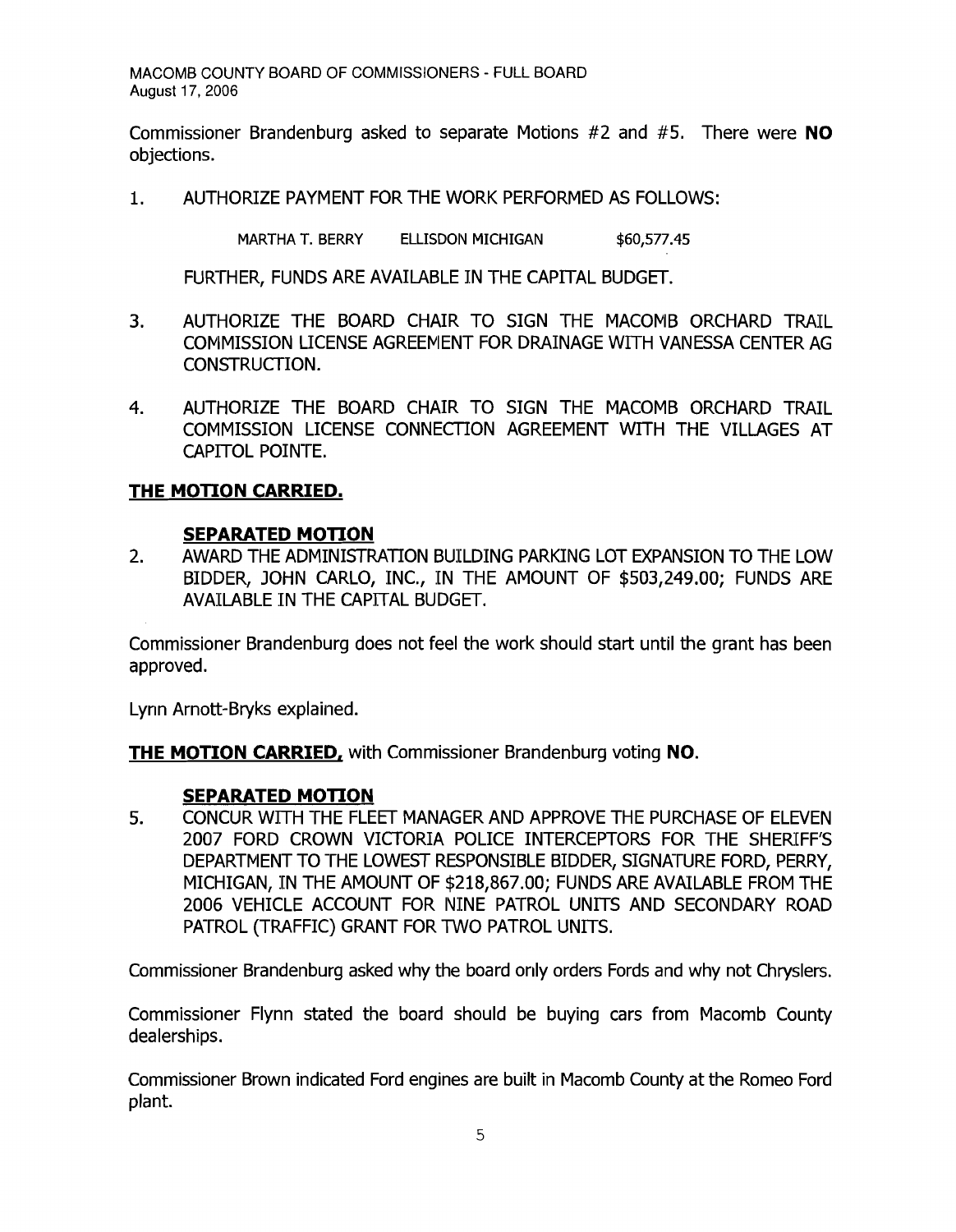Commissioner Brandenburg asked to separate Motions #2 and #5. There were **NO** objections.

1. AUTHORIZE PAYMENT FOR THE WORK PERFORMED AS FOLLOWS:

   MARTHA T. BERRY ELLISDON MICHIGAN $60,577.45

   FURTHER, FUNDS ARE AVAILABLE IN THE CAPITAL BUDGET.

3. AUTHORIZE THE BOARD CHAIR TO SIGN THE MACOMB ORCHARD TRAIL COMMISSION LICENSE AGREEMENT FOR DRAINAGE WITH VANESSA CENTER AG CONSTRUCTION.

4. AUTHORIZE THE BOARD CHAIR TO SIGN THE MACOMB ORCHARD TRAIL COMMISSION LICENSE CONNECTION AGREEMENT WITH THE VILLAGES AT CAPITOL POINTE.

**THE MOTION CARRIED.**

**SEPARATED MOTION**

2. AWARD THE ADMINISTRATION BUILDING PARKING LOT EXPANSION TO THE LOW BIDDER, JOHN CARLO, INC., IN THE AMOUNT OF $503,249.00; FUNDS ARE AVAILABLE IN THE CAPITAL BUDGET.

Commissioner Brandenburg does not feel the work should start until the grant has been approved.

Lynn Arnott-Bryks explained.

**THE MOTION CARRIED,** with Commissioner Brandenburg voting **NO**.

**SEPARATED MOTION**

5. CONCUR WITH THE FLEET MANAGER AND APPROVE THE PURCHASE OF ELEVEN 2007 FORD CROWN VICTORIA POLICE INTERCEPTORS FOR THE SHERIFF'S DEPARTMENT TO THE LOWEST RESPONSIBLE BIDDER, SIGNATURE FORD, PERRY, MICHIGAN, IN THE AMOUNT OF $218,867.00; FUNDS ARE AVAILABLE FROM THE 2006 VEHICLE ACCOUNT FOR NINE PATROL UNITS AND SECONDARY ROAD PATROL (TRAFFIC) GRANT FOR TWO PATROL UNITS.

Commissioner Brandenburg asked why the board only orders Fords and why not Chryslers.

Commissioner Flynn stated the board should be buying cars from Macomb County dealerships.

Commissioner Brown indicated Ford engines are built in Macomb County at the Romeo Ford plant.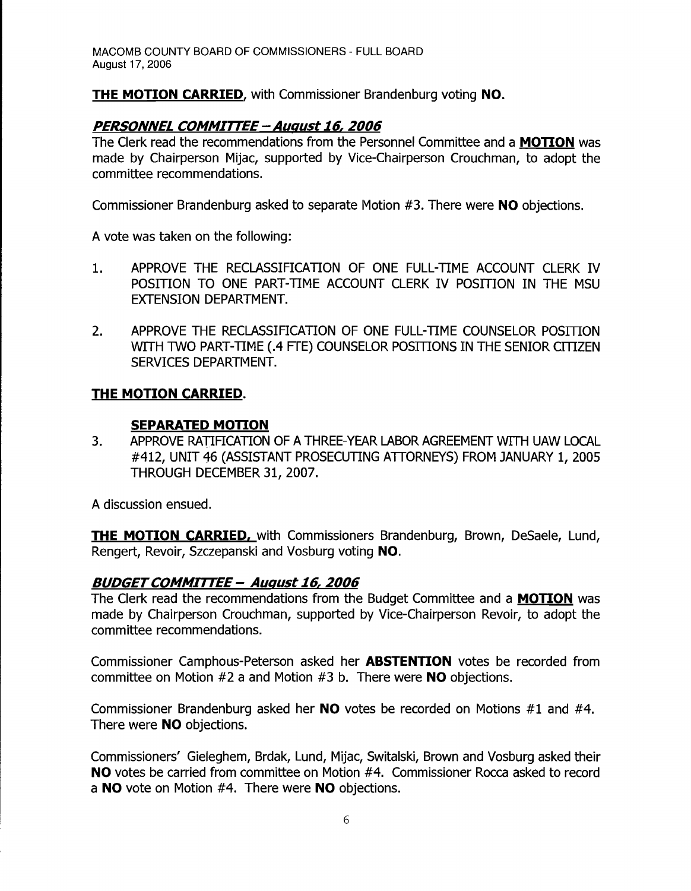**THE MOTION CARRIED**, with Commissioner Brandenburg voting **NO**.

## ***PERSONNEL COMMITTEE – August 16, 2006***

The Clerk read the recommendations from the Personnel Committee and a **MOTION** was made by Chairperson Mijac, supported by Vice-Chairperson Crouchman, to adopt the committee recommendations.

Commissioner Brandenburg asked to separate Motion #3. There were **NO** objections.

A vote was taken on the following:

1. APPROVE THE RECLASSIFICATION OF ONE FULL-TIME ACCOUNT CLERK IV POSITION TO ONE PART-TIME ACCOUNT CLERK IV POSITION IN THE MSU EXTENSION DEPARTMENT.

2. APPROVE THE RECLASSIFICATION OF ONE FULL-TIME COUNSELOR POSITION WITH TWO PART-TIME (.4 FTE) COUNSELOR POSITIONS IN THE SENIOR CITIZEN SERVICES DEPARTMENT.

**THE MOTION CARRIED**.

**SEPARATED MOTION**

3. APPROVE RATIFICATION OF A THREE-YEAR LABOR AGREEMENT WITH UAW LOCAL #412, UNIT 46 (ASSISTANT PROSECUTING ATTORNEYS) FROM JANUARY 1, 2005 THROUGH DECEMBER 31, 2007.

A discussion ensued.

**THE MOTION CARRIED**, with Commissioners Brandenburg, Brown, DeSaele, Lund, Rengert, Revoir, Szczepanski and Vosburg voting **NO**.

## ***BUDGET COMMITTEE – August 16, 2006***

The Clerk read the recommendations from the Budget Committee and a **MOTION** was made by Chairperson Crouchman, supported by Vice-Chairperson Revoir, to adopt the committee recommendations.

Commissioner Camphous-Peterson asked her **ABSTENTION** votes be recorded from committee on Motion #2 a and Motion #3 b. There were **NO** objections.

Commissioner Brandenburg asked her **NO** votes be recorded on Motions #1 and #4. There were **NO** objections.

Commissioners' Gieleghem, Brdak, Lund, Mijac, Switalski, Brown and Vosburg asked their **NO** votes be carried from committee on Motion #4. Commissioner Rocca asked to record a **NO** vote on Motion #4. There were **NO** objections.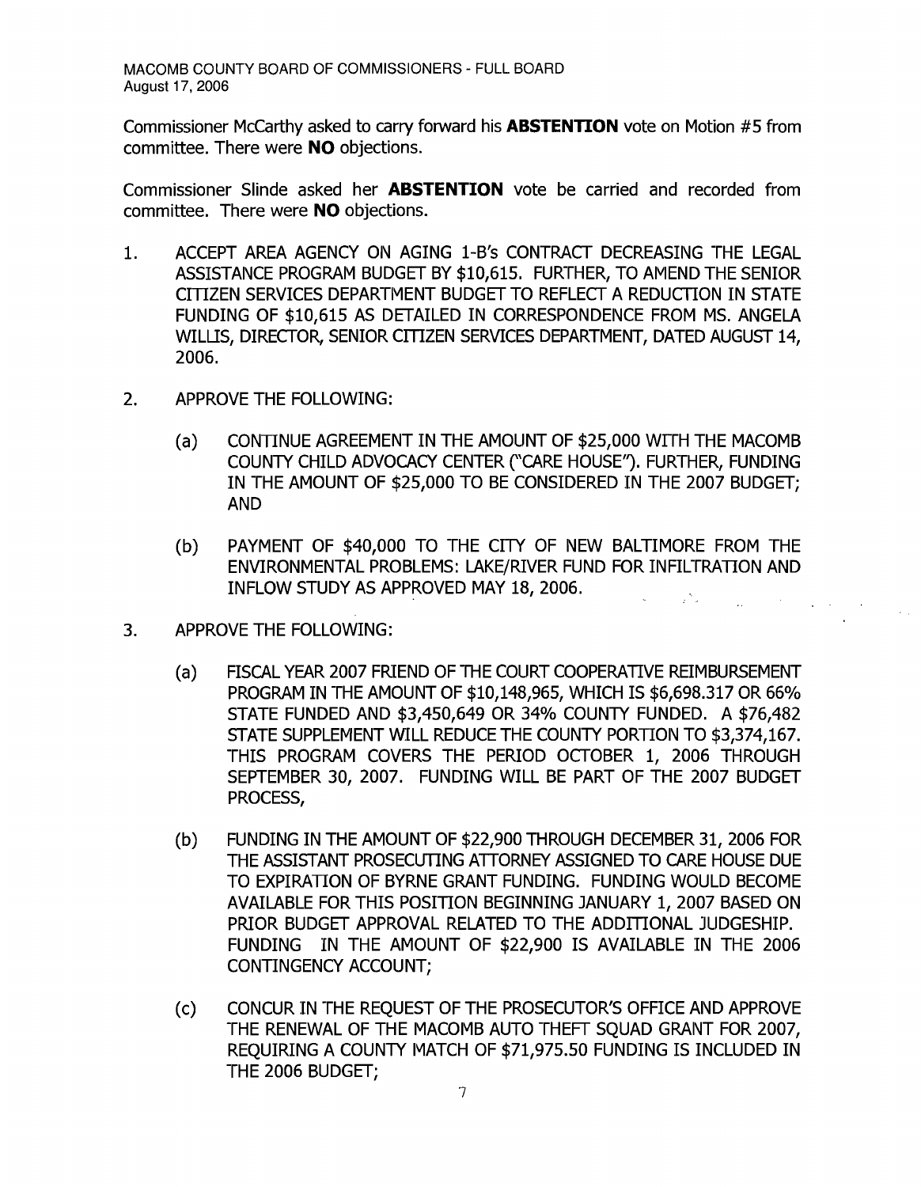Commissioner McCarthy asked to carry forward his **ABSTENTION** vote on Motion #5 from committee. There were **NO** objections.

Commissioner Slinde asked her **ABSTENTION** vote be carried and recorded from committee. There were **NO** objections.

1. ACCEPT AREA AGENCY ON AGING 1-B's CONTRACT DECREASING THE LEGAL ASSISTANCE PROGRAM BUDGET BY $10,615. FURTHER, TO AMEND THE SENIOR CITIZEN SERVICES DEPARTMENT BUDGET TO REFLECT A REDUCTION IN STATE FUNDING OF $10,615 AS DETAILED IN CORRESPONDENCE FROM MS. ANGELA WILLIS, DIRECTOR, SENIOR CITIZEN SERVICES DEPARTMENT, DATED AUGUST 14, 2006.

2. APPROVE THE FOLLOWING:

   (a) CONTINUE AGREEMENT IN THE AMOUNT OF $25,000 WITH THE MACOMB COUNTY CHILD ADVOCACY CENTER ("CARE HOUSE"). FURTHER, FUNDING IN THE AMOUNT OF $25,000 TO BE CONSIDERED IN THE 2007 BUDGET; AND

   (b) PAYMENT OF $40,000 TO THE CITY OF NEW BALTIMORE FROM THE ENVIRONMENTAL PROBLEMS: LAKE/RIVER FUND FOR INFILTRATION AND INFLOW STUDY AS APPROVED MAY 18, 2006.

3. APPROVE THE FOLLOWING:

   (a) FISCAL YEAR 2007 FRIEND OF THE COURT COOPERATIVE REIMBURSEMENT PROGRAM IN THE AMOUNT OF $10,148,965, WHICH IS $6,698.317 OR 66% STATE FUNDED AND $3,450,649 OR 34% COUNTY FUNDED. A $76,482 STATE SUPPLEMENT WILL REDUCE THE COUNTY PORTION TO $3,374,167. THIS PROGRAM COVERS THE PERIOD OCTOBER 1, 2006 THROUGH SEPTEMBER 30, 2007. FUNDING WILL BE PART OF THE 2007 BUDGET PROCESS,

   (b) FUNDING IN THE AMOUNT OF $22,900 THROUGH DECEMBER 31, 2006 FOR THE ASSISTANT PROSECUTING ATTORNEY ASSIGNED TO CARE HOUSE DUE TO EXPIRATION OF BYRNE GRANT FUNDING. FUNDING WOULD BECOME AVAILABLE FOR THIS POSITION BEGINNING JANUARY 1, 2007 BASED ON PRIOR BUDGET APPROVAL RELATED TO THE ADDITIONAL JUDGESHIP. FUNDING IN THE AMOUNT OF $22,900 IS AVAILABLE IN THE 2006 CONTINGENCY ACCOUNT;

   (c) CONCUR IN THE REQUEST OF THE PROSECUTOR'S OFFICE AND APPROVE THE RENEWAL OF THE MACOMB AUTO THEFT SQUAD GRANT FOR 2007, REQUIRING A COUNTY MATCH OF $71,975.50 FUNDING IS INCLUDED IN THE 2006 BUDGET;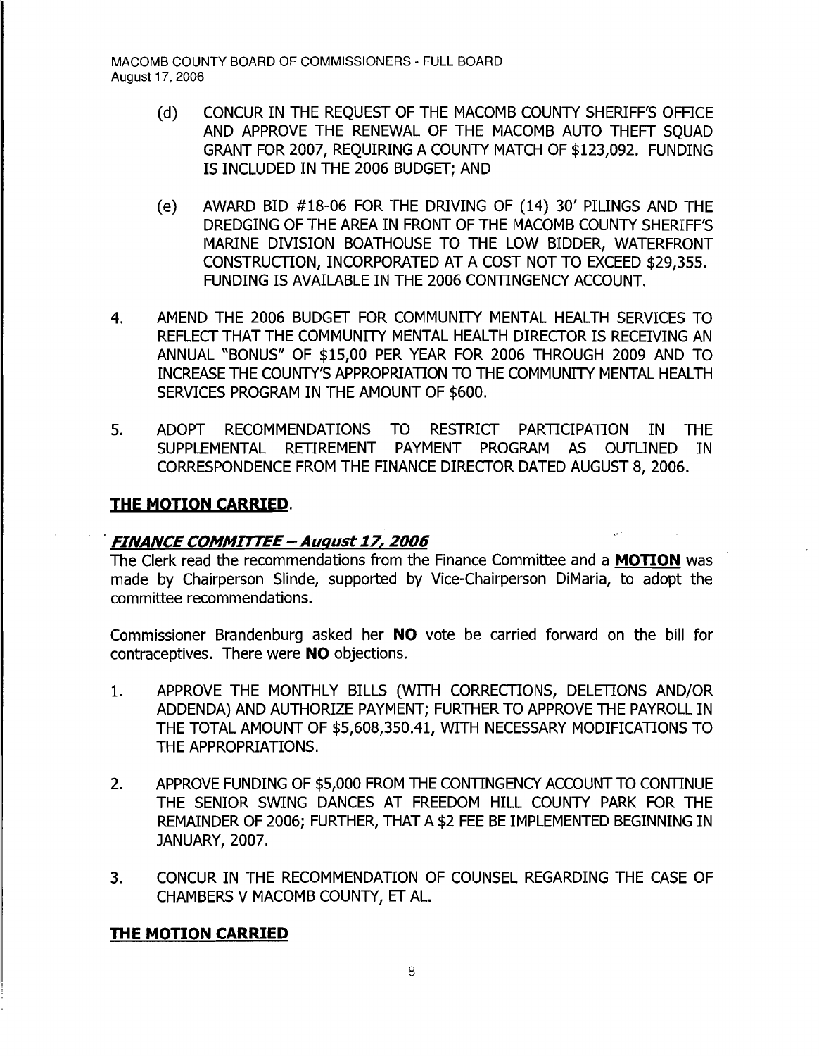(d) CONCUR IN THE REQUEST OF THE MACOMB COUNTY SHERIFF'S OFFICE AND APPROVE THE RENEWAL OF THE MACOMB AUTO THEFT SQUAD GRANT FOR 2007, REQUIRING A COUNTY MATCH OF $123,092. FUNDING IS INCLUDED IN THE 2006 BUDGET; AND

(e) AWARD BID #18-06 FOR THE DRIVING OF (14) 30' PILINGS AND THE DREDGING OF THE AREA IN FRONT OF THE MACOMB COUNTY SHERIFF'S MARINE DIVISION BOATHOUSE TO THE LOW BIDDER, WATERFRONT CONSTRUCTION, INCORPORATED AT A COST NOT TO EXCEED $29,355. FUNDING IS AVAILABLE IN THE 2006 CONTINGENCY ACCOUNT.

4. AMEND THE 2006 BUDGET FOR COMMUNITY MENTAL HEALTH SERVICES TO REFLECT THAT THE COMMUNITY MENTAL HEALTH DIRECTOR IS RECEIVING AN ANNUAL "BONUS" OF $15,00 PER YEAR FOR 2006 THROUGH 2009 AND TO INCREASE THE COUNTY'S APPROPRIATION TO THE COMMUNITY MENTAL HEALTH SERVICES PROGRAM IN THE AMOUNT OF $600.

5. ADOPT RECOMMENDATIONS TO RESTRICT PARTICIPATION IN THE SUPPLEMENTAL RETIREMENT PAYMENT PROGRAM AS OUTLINED IN CORRESPONDENCE FROM THE FINANCE DIRECTOR DATED AUGUST 8, 2006.

**THE MOTION CARRIED.**

***FINANCE COMMITTEE – August 17, 2006***

The Clerk read the recommendations from the Finance Committee and a **MOTION** was made by Chairperson Slinde, supported by Vice-Chairperson DiMaria, to adopt the committee recommendations.

Commissioner Brandenburg asked her **NO** vote be carried forward on the bill for contraceptives. There were **NO** objections.

1. APPROVE THE MONTHLY BILLS (WITH CORRECTIONS, DELETIONS AND/OR ADDENDA) AND AUTHORIZE PAYMENT; FURTHER TO APPROVE THE PAYROLL IN THE TOTAL AMOUNT OF $5,608,350.41, WITH NECESSARY MODIFICATIONS TO THE APPROPRIATIONS.

2. APPROVE FUNDING OF $5,000 FROM THE CONTINGENCY ACCOUNT TO CONTINUE THE SENIOR SWING DANCES AT FREEDOM HILL COUNTY PARK FOR THE REMAINDER OF 2006; FURTHER, THAT A $2 FEE BE IMPLEMENTED BEGINNING IN JANUARY, 2007.

3. CONCUR IN THE RECOMMENDATION OF COUNSEL REGARDING THE CASE OF CHAMBERS V MACOMB COUNTY, ET AL.

**THE MOTION CARRIED**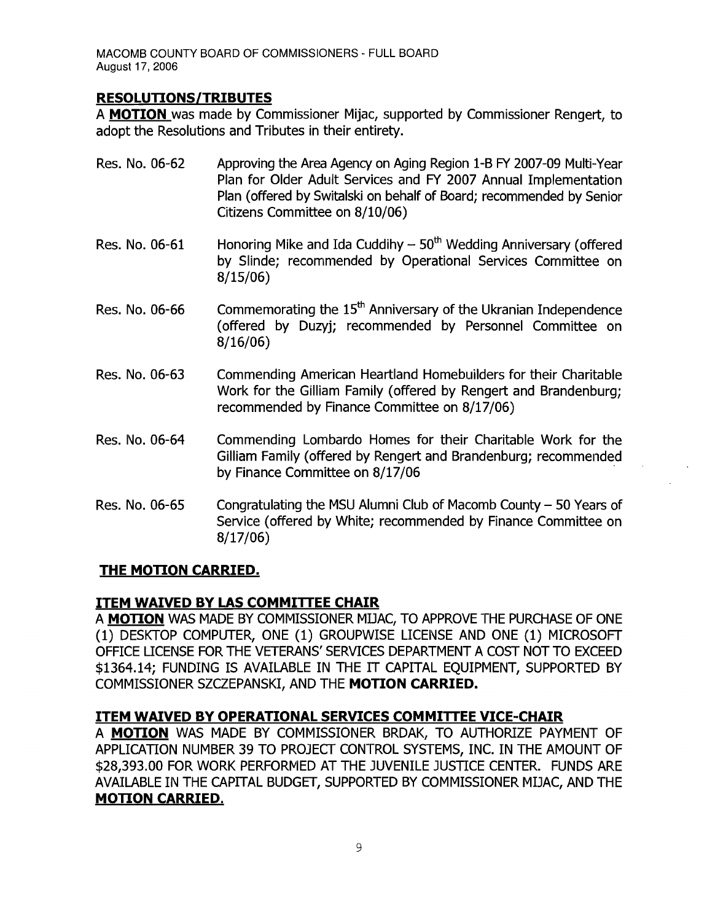## RESOLUTIONS/TRIBUTES

A **MOTION** was made by Commissioner Mijac, supported by Commissioner Rengert, to adopt the Resolutions and Tributes in their entirety.

Res. No. 06-62 Approving the Area Agency on Aging Region 1-B FY 2007-09 Multi-Year Plan for Older Adult Services and FY 2007 Annual Implementation Plan (offered by Switalski on behalf of Board; recommended by Senior Citizens Committee on 8/10/06)

Res. No. 06-61 Honoring Mike and Ida Cuddihy – 50th Wedding Anniversary (offered by Slinde; recommended by Operational Services Committee on 8/15/06)

Res. No. 06-66 Commemorating the 15th Anniversary of the Ukranian Independence (offered by Duzyj; recommended by Personnel Committee on 8/16/06)

Res. No. 06-63 Commending American Heartland Homebuilders for their Charitable Work for the Gilliam Family (offered by Rengert and Brandenburg; recommended by Finance Committee on 8/17/06)

Res. No. 06-64 Commending Lombardo Homes for their Charitable Work for the Gilliam Family (offered by Rengert and Brandenburg; recommended by Finance Committee on 8/17/06

Res. No. 06-65 Congratulating the MSU Alumni Club of Macomb County – 50 Years of Service (offered by White; recommended by Finance Committee on 8/17/06)

## THE MOTION CARRIED.

## ITEM WAIVED BY LAS COMMITTEE CHAIR

A **MOTION** WAS MADE BY COMMISSIONER MIJAC, TO APPROVE THE PURCHASE OF ONE (1) DESKTOP COMPUTER, ONE (1) GROUPWISE LICENSE AND ONE (1) MICROSOFT OFFICE LICENSE FOR THE VETERANS' SERVICES DEPARTMENT A COST NOT TO EXCEED $1364.14; FUNDING IS AVAILABLE IN THE IT CAPITAL EQUIPMENT, SUPPORTED BY COMMISSIONER SZCZEPANSKI, AND THE **MOTION CARRIED.**

## ITEM WAIVED BY OPERATIONAL SERVICES COMMITTEE VICE-CHAIR

A **MOTION** WAS MADE BY COMMISSIONER BRDAK, TO AUTHORIZE PAYMENT OF APPLICATION NUMBER 39 TO PROJECT CONTROL SYSTEMS, INC. IN THE AMOUNT OF $28,393.00 FOR WORK PERFORMED AT THE JUVENILE JUSTICE CENTER. FUNDS ARE AVAILABLE IN THE CAPITAL BUDGET, SUPPORTED BY COMMISSIONER MIJAC, AND THE **MOTION CARRIED.**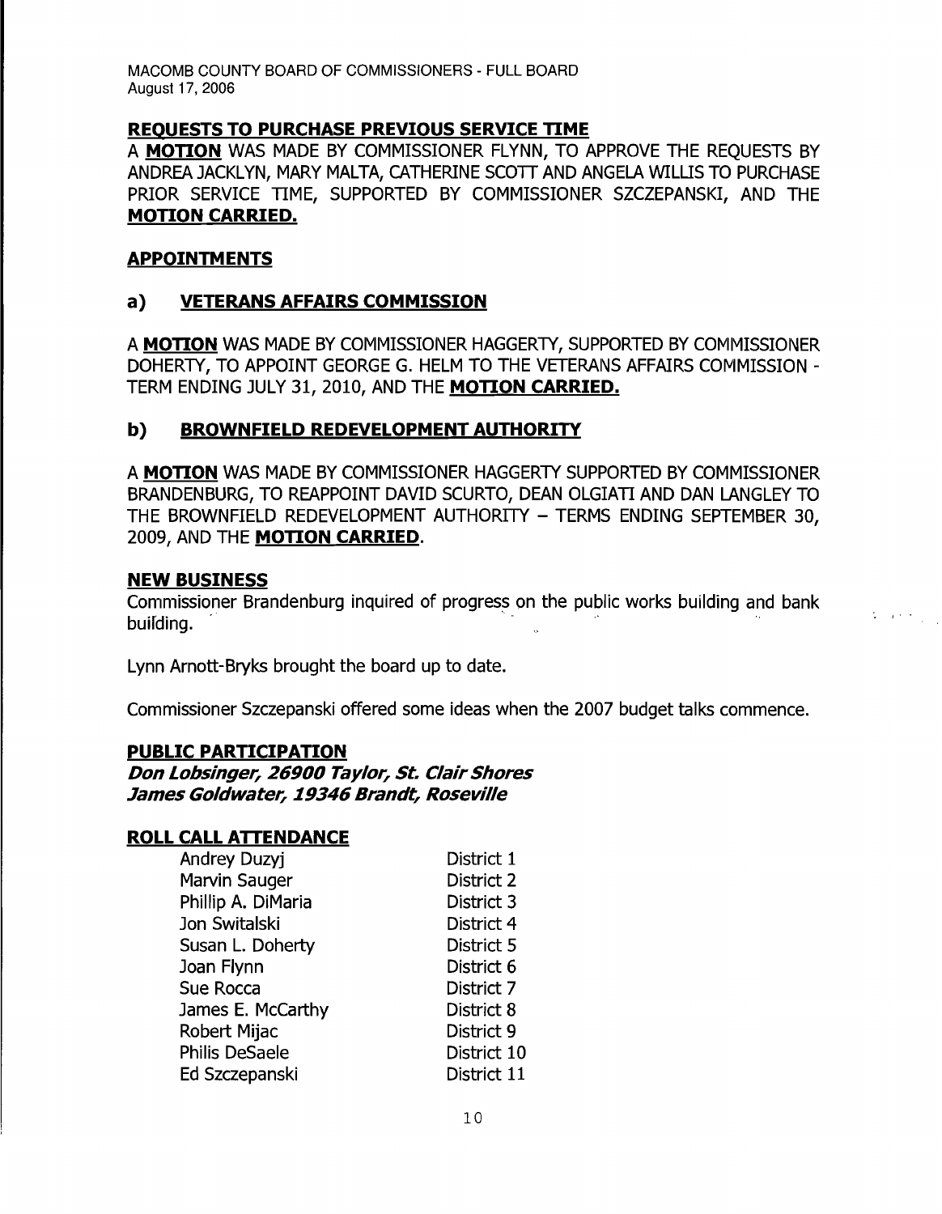## REQUESTS TO PURCHASE PREVIOUS SERVICE TIME

A **MOTION** WAS MADE BY COMMISSIONER FLYNN, TO APPROVE THE REQUESTS BY ANDREA JACKLYN, MARY MALTA, CATHERINE SCOTT AND ANGELA WILLIS TO PURCHASE PRIOR SERVICE TIME, SUPPORTED BY COMMISSIONER SZCZEPANSKI, AND THE **MOTION CARRIED.**

## APPOINTMENTS

### a) VETERANS AFFAIRS COMMISSION

A **MOTION** WAS MADE BY COMMISSIONER HAGGERTY, SUPPORTED BY COMMISSIONER DOHERTY, TO APPOINT GEORGE G. HELM TO THE VETERANS AFFAIRS COMMISSION - TERM ENDING JULY 31, 2010, AND THE **MOTION CARRIED.**

### b) BROWNFIELD REDEVELOPMENT AUTHORITY

A **MOTION** WAS MADE BY COMMISSIONER HAGGERTY SUPPORTED BY COMMISSIONER BRANDENBURG, TO REAPPOINT DAVID SCURTO, DEAN OLGIATI AND DAN LANGLEY TO THE BROWNFIELD REDEVELOPMENT AUTHORITY – TERMS ENDING SEPTEMBER 30, 2009, AND THE **MOTION CARRIED**.

## NEW BUSINESS

Commissioner Brandenburg inquired of progress on the public works building and bank building.

Lynn Arnott-Bryks brought the board up to date.

Commissioner Szczepanski offered some ideas when the 2007 budget talks commence.

## PUBLIC PARTICIPATION

***Don Lobsinger, 26900 Taylor, St. Clair Shores***
***James Goldwater, 19346 Brandt, Roseville***

## ROLL CALL ATTENDANCE

| | |
|---|---|
| Andrey Duzyj | District 1 |
| Marvin Sauger | District 2 |
| Phillip A. DiMaria | District 3 |
| Jon Switalski | District 4 |
| Susan L. Doherty | District 5 |
| Joan Flynn | District 6 |
| Sue Rocca | District 7 |
| James E. McCarthy | District 8 |
| Robert Mijac | District 9 |
| Philis DeSaele | District 10 |
| Ed Szczepanski | District 11 |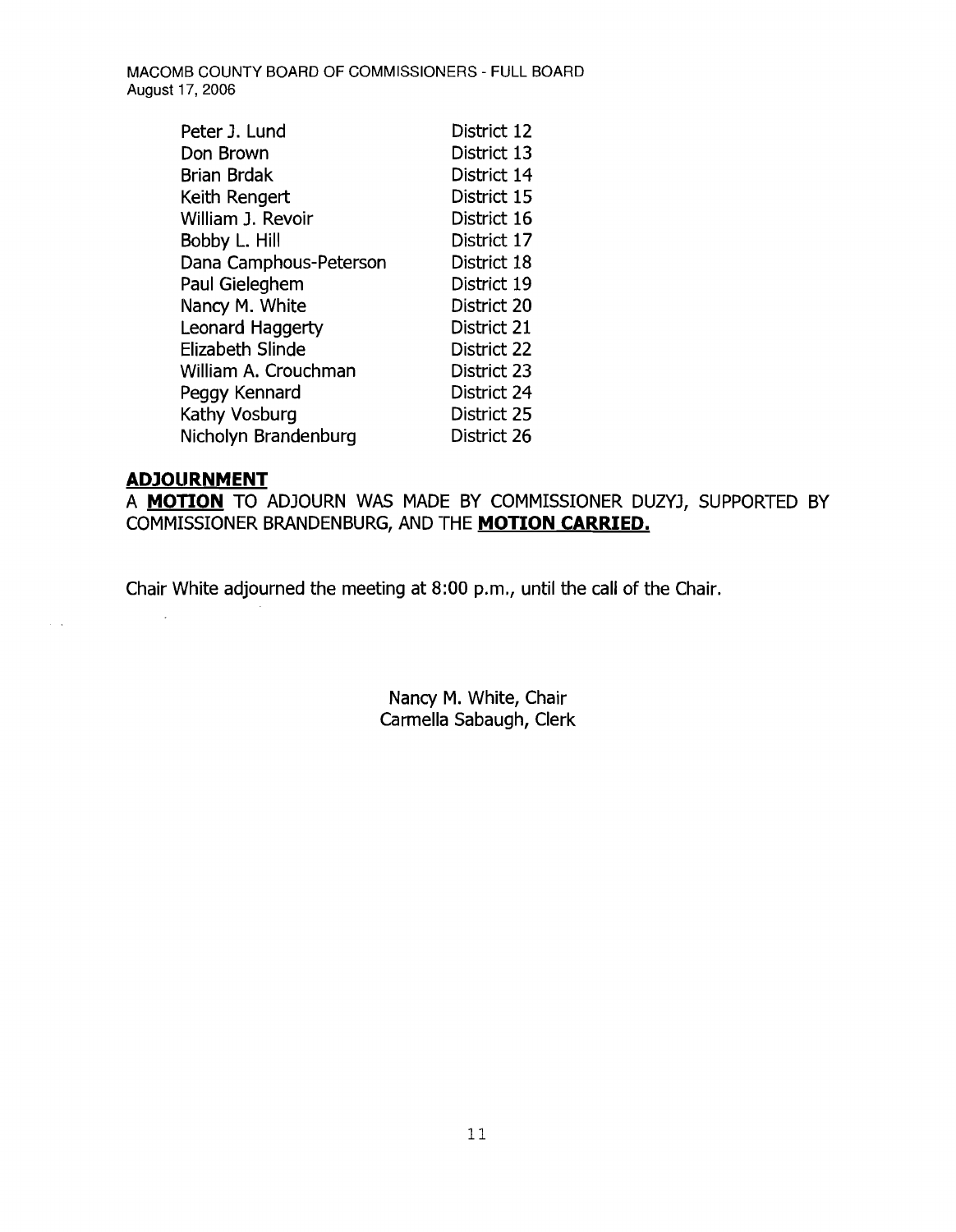| | |
|---|---|
| Peter J. Lund | District 12 |
| Don Brown | District 13 |
| Brian Brdak | District 14 |
| Keith Rengert | District 15 |
| William J. Revoir | District 16 |
| Bobby L. Hill | District 17 |
| Dana Camphous-Peterson | District 18 |
| Paul Gieleghem | District 19 |
| Nancy M. White | District 20 |
| Leonard Haggerty | District 21 |
| Elizabeth Slinde | District 22 |
| William A. Crouchman | District 23 |
| Peggy Kennard | District 24 |
| Kathy Vosburg | District 25 |
| Nicholyn Brandenburg | District 26 |

## ADJOURNMENT

A **MOTION** TO ADJOURN WAS MADE BY COMMISSIONER DUZYJ, SUPPORTED BY COMMISSIONER BRANDENBURG, AND THE **MOTION CARRIED.**

Chair White adjourned the meeting at 8:00 p.m., until the call of the Chair.

Nancy M. White, Chair
Carmella Sabaugh, Clerk